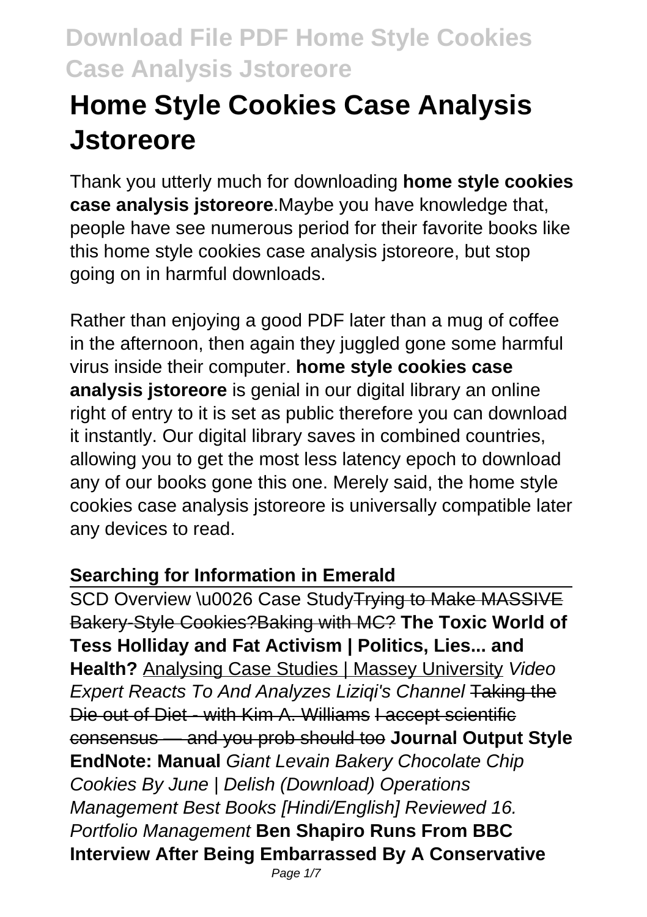# Home Style Cookies Case Analysis Jstoreore

Thank you utterly much for downloading **home style cookies case analysis jstoreore**.Maybe you have knowledge that, people have see numerous period for their favorite books like this home style cookies case analysis jstoreore, but stop going on in harmful downloads.

Rather than enjoying a good PDF later than a mug of coffee in the afternoon, then again they juggled gone some harmful virus inside their computer. **home style cookies case analysis jstoreore** is genial in our digital library an online right of entry to it is set as public therefore you can download it instantly. Our digital library saves in combined countries, allowing you to get the most less latency epoch to download any of our books gone this one. Merely said, the home style cookies case analysis jstoreore is universally compatible later any devices to read.

**Searching for Information in Emerald**

SCD Overview \u0026 Case Study~~Trying to Make MASSIVE Bakery-Style Cookies?Baking with MC?~~ **The Toxic World of Tess Holliday and Fat Activism | Politics, Lies... and Health?** Analysing Case Studies | Massey University *Video Expert Reacts To And Analyzes Liziqi's Channel* ~~Taking the Die out of Diet - with Kim A. Williams~~ ~~I accept scientific consensus — and you prob should too~~ **Journal Output Style EndNote: Manual** *Giant Levain Bakery Chocolate Chip Cookies By June | Delish (Download) Operations Management Best Books [Hindi/English] Reviewed 16. Portfolio Management* **Ben Shapiro Runs From BBC Interview After Being Embarrassed By A Conservative**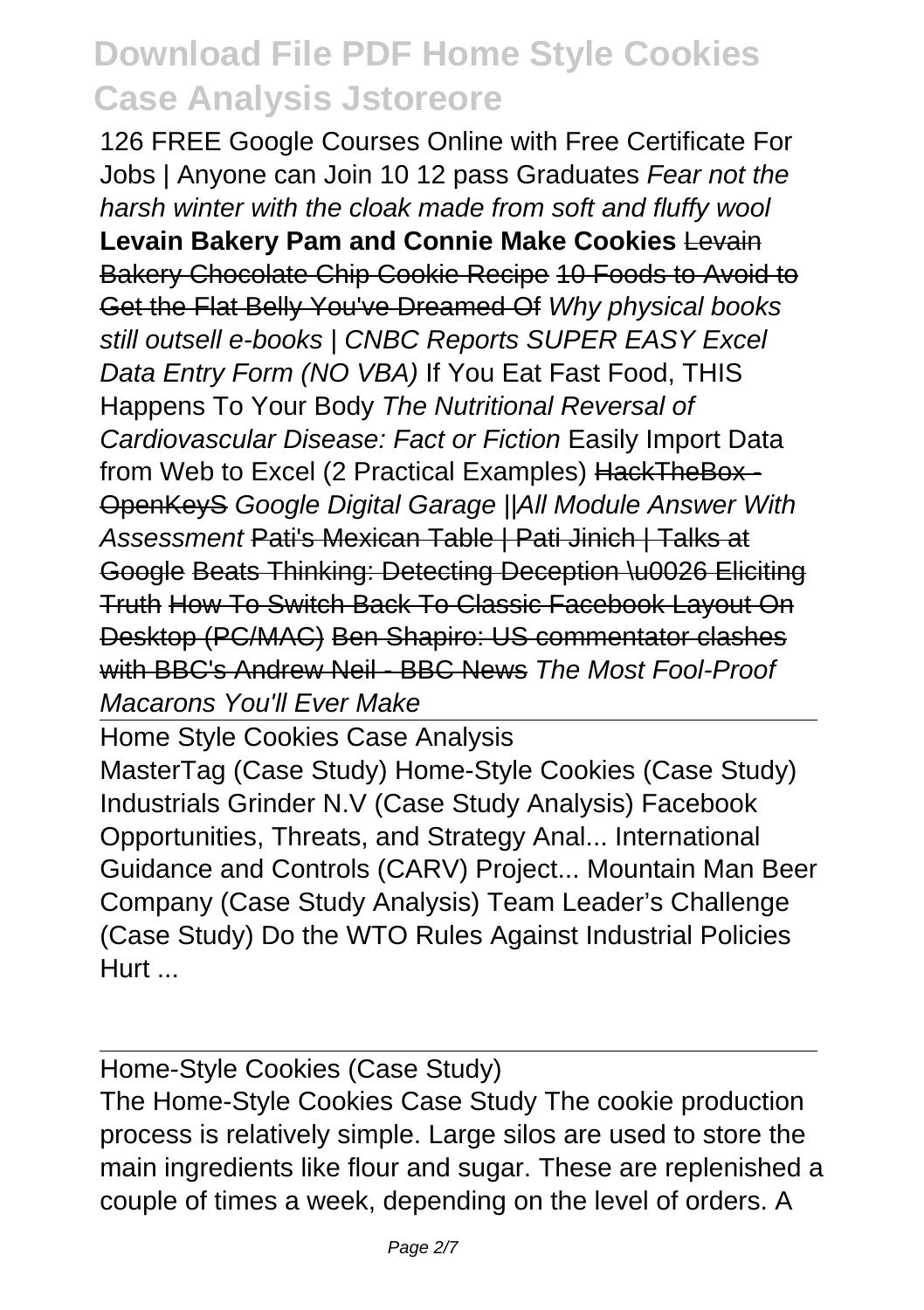126 FREE Google Courses Online with Free Certificate For Jobs | Anyone can Join 10 12 pass Graduates *Fear not the harsh winter with the cloak made from soft and fluffy wool* **Levain Bakery Pam and Connie Make Cookies** ~~Levain Bakery Chocolate Chip Cookie Recipe~~ ~~10 Foods to Avoid to Get the Flat Belly You've Dreamed Of~~ *Why physical books still outsell e-books | CNBC Reports* SUPER EASY Excel Data Entry Form (NO VBA) If You Eat Fast Food, THIS Happens To Your Body *The Nutritional Reversal of Cardiovascular Disease: Fact or Fiction* Easily Import Data from Web to Excel (2 Practical Examples) ~~HackTheBox - OpenKeyS~~ *Google Digital Garage ||All Module Answer With Assessment* ~~Pati's Mexican Table | Pati Jinich | Talks at Google~~ ~~Beats Thinking: Detecting Deception \u0026 Eliciting Truth~~ ~~How To Switch Back To Classic Facebook Layout On Desktop (PC/MAC)~~ ~~Ben Shapiro: US commentator clashes with BBC's Andrew Neil - BBC News~~ *The Most Fool-Proof Macarons You'll Ever Make*

## Home Style Cookies Case Analysis

MasterTag (Case Study) Home-Style Cookies (Case Study) Industrials Grinder N.V (Case Study Analysis) Facebook Opportunities, Threats, and Strategy Anal... International Guidance and Controls (CARV) Project... Mountain Man Beer Company (Case Study Analysis) Team Leader's Challenge (Case Study) Do the WTO Rules Against Industrial Policies Hurt ...

## Home-Style Cookies (Case Study)

The Home-Style Cookies Case Study The cookie production process is relatively simple. Large silos are used to store the main ingredients like flour and sugar. These are replenished a couple of times a week, depending on the level of orders. A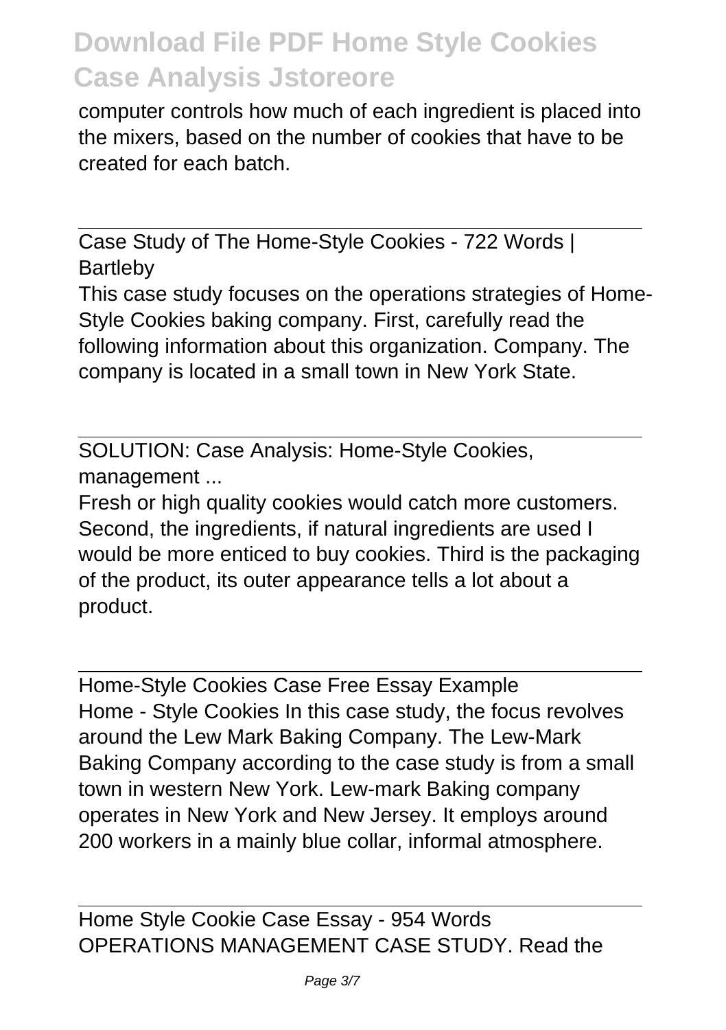computer controls how much of each ingredient is placed into the mixers, based on the number of cookies that have to be created for each batch.

Case Study of The Home-Style Cookies - 722 Words | Bartleby

This case study focuses on the operations strategies of Home-Style Cookies baking company. First, carefully read the following information about this organization. Company. The company is located in a small town in New York State.

SOLUTION: Case Analysis: Home-Style Cookies, management ...

Fresh or high quality cookies would catch more customers. Second, the ingredients, if natural ingredients are used I would be more enticed to buy cookies. Third is the packaging of the product, its outer appearance tells a lot about a product.

Home-Style Cookies Case Free Essay Example

Home - Style Cookies In this case study, the focus revolves around the Lew Mark Baking Company. The Lew-Mark Baking Company according to the case study is from a small town in western New York. Lew-mark Baking company operates in New York and New Jersey. It employs around 200 workers in a mainly blue collar, informal atmosphere.

Home Style Cookie Case Essay - 954 Words

OPERATIONS MANAGEMENT CASE STUDY. Read the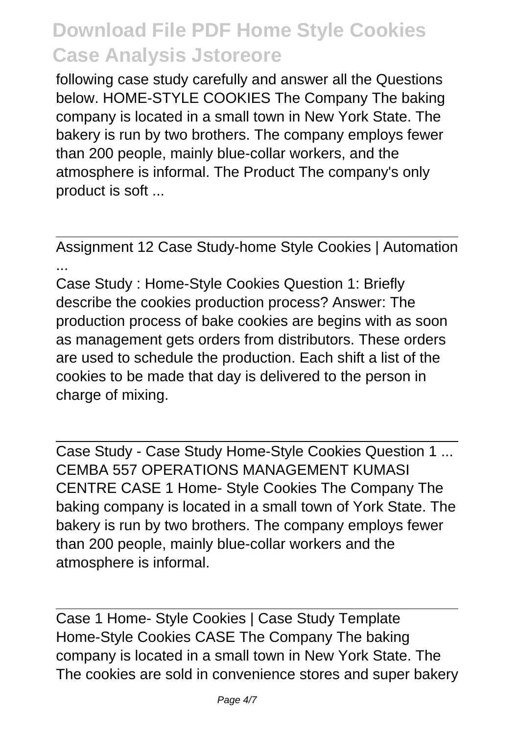following case study carefully and answer all the Questions below. HOME-STYLE COOKIES The Company The baking company is located in a small town in New York State. The bakery is run by two brothers. The company employs fewer than 200 people, mainly blue-collar workers, and the atmosphere is informal. The Product The company's only product is soft ...

Assignment 12 Case Study-home Style Cookies | Automation ...

Case Study : Home-Style Cookies Question 1: Briefly describe the cookies production process? Answer: The production process of bake cookies are begins with as soon as management gets orders from distributors. These orders are used to schedule the production. Each shift a list of the cookies to be made that day is delivered to the person in charge of mixing.

Case Study - Case Study Home-Style Cookies Question 1 ...

CEMBA 557 OPERATIONS MANAGEMENT KUMASI CENTRE CASE 1 Home- Style Cookies The Company The baking company is located in a small town of York State. The bakery is run by two brothers. The company employs fewer than 200 people, mainly blue-collar workers and the atmosphere is informal.

Case 1 Home- Style Cookies | Case Study Template

Home-Style Cookies CASE The Company The baking company is located in a small town in New York State. The The cookies are sold in convenience stores and super bakery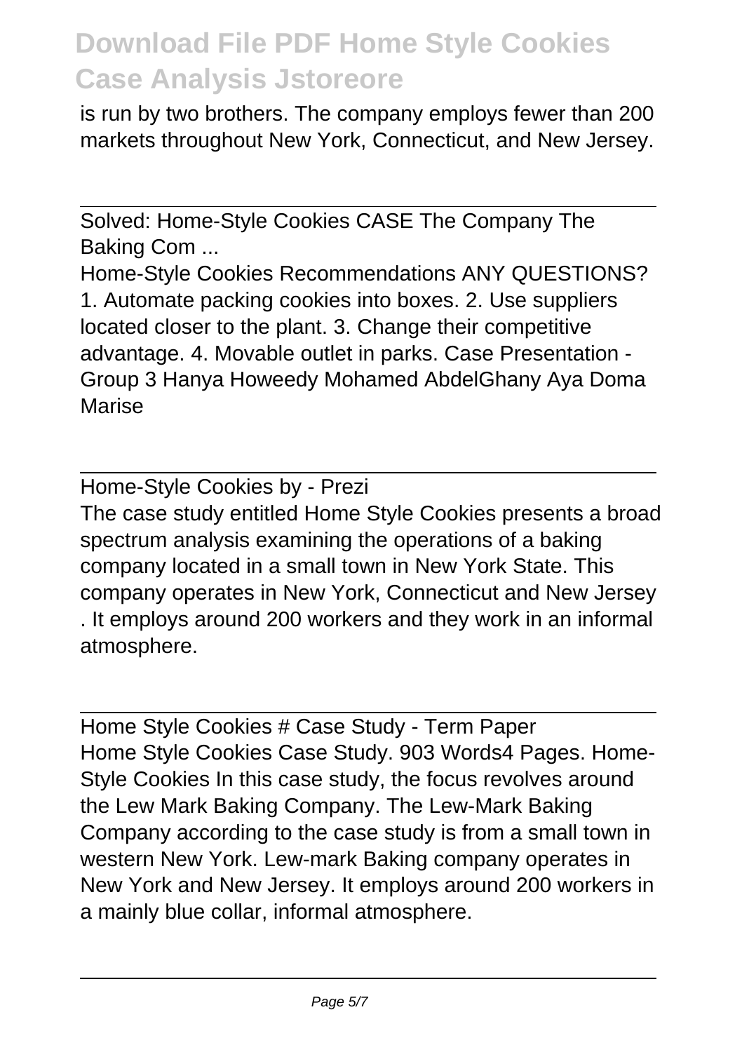is run by two brothers. The company employs fewer than 200 markets throughout New York, Connecticut, and New Jersey.

Solved: Home-Style Cookies CASE The Company The Baking Com ...

Home-Style Cookies Recommendations ANY QUESTIONS? 1. Automate packing cookies into boxes. 2. Use suppliers located closer to the plant. 3. Change their competitive advantage. 4. Movable outlet in parks. Case Presentation - Group 3 Hanya Howeedy Mohamed AbdelGhany Aya Doma Marise

Home-Style Cookies by - Prezi

The case study entitled Home Style Cookies presents a broad spectrum analysis examining the operations of a baking company located in a small town in New York State. This company operates in New York, Connecticut and New Jersey . It employs around 200 workers and they work in an informal atmosphere.

Home Style Cookies # Case Study - Term Paper

Home Style Cookies Case Study. 903 Words4 Pages. Home-Style Cookies In this case study, the focus revolves around the Lew Mark Baking Company. The Lew-Mark Baking Company according to the case study is from a small town in western New York. Lew-mark Baking company operates in New York and New Jersey. It employs around 200 workers in a mainly blue collar, informal atmosphere.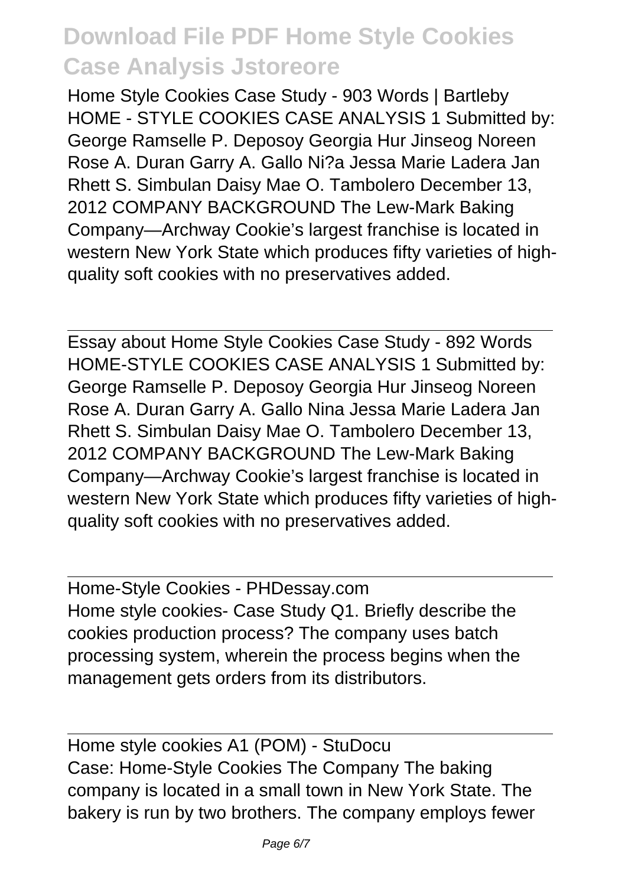## Download File PDF Home Style Cookies Case Analysis Jstoreore

Home Style Cookies Case Study - 903 Words | Bartleby
HOME - STYLE COOKIES CASE ANALYSIS 1 Submitted by: George Ramselle P. Deposoy Georgia Hur Jinseog Noreen Rose A. Duran Garry A. Gallo Ni?a Jessa Marie Ladera Jan Rhett S. Simbulan Daisy Mae O. Tambolero December 13, 2012 COMPANY BACKGROUND The Lew-Mark Baking Company—Archway Cookie's largest franchise is located in western New York State which produces fifty varieties of high-quality soft cookies with no preservatives added.

---

Essay about Home Style Cookies Case Study - 892 Words
HOME-STYLE COOKIES CASE ANALYSIS 1 Submitted by: George Ramselle P. Deposoy Georgia Hur Jinseog Noreen Rose A. Duran Garry A. Gallo Nina Jessa Marie Ladera Jan Rhett S. Simbulan Daisy Mae O. Tambolero December 13, 2012 COMPANY BACKGROUND The Lew-Mark Baking Company—Archway Cookie's largest franchise is located in western New York State which produces fifty varieties of high-quality soft cookies with no preservatives added.

---

Home-Style Cookies - PHDessay.com
Home style cookies- Case Study Q1. Briefly describe the cookies production process? The company uses batch processing system, wherein the process begins when the management gets orders from its distributors.

---

Home style cookies A1 (POM) - StuDocu
Case: Home-Style Cookies The Company The baking company is located in a small town in New York State. The bakery is run by two brothers. The company employs fewer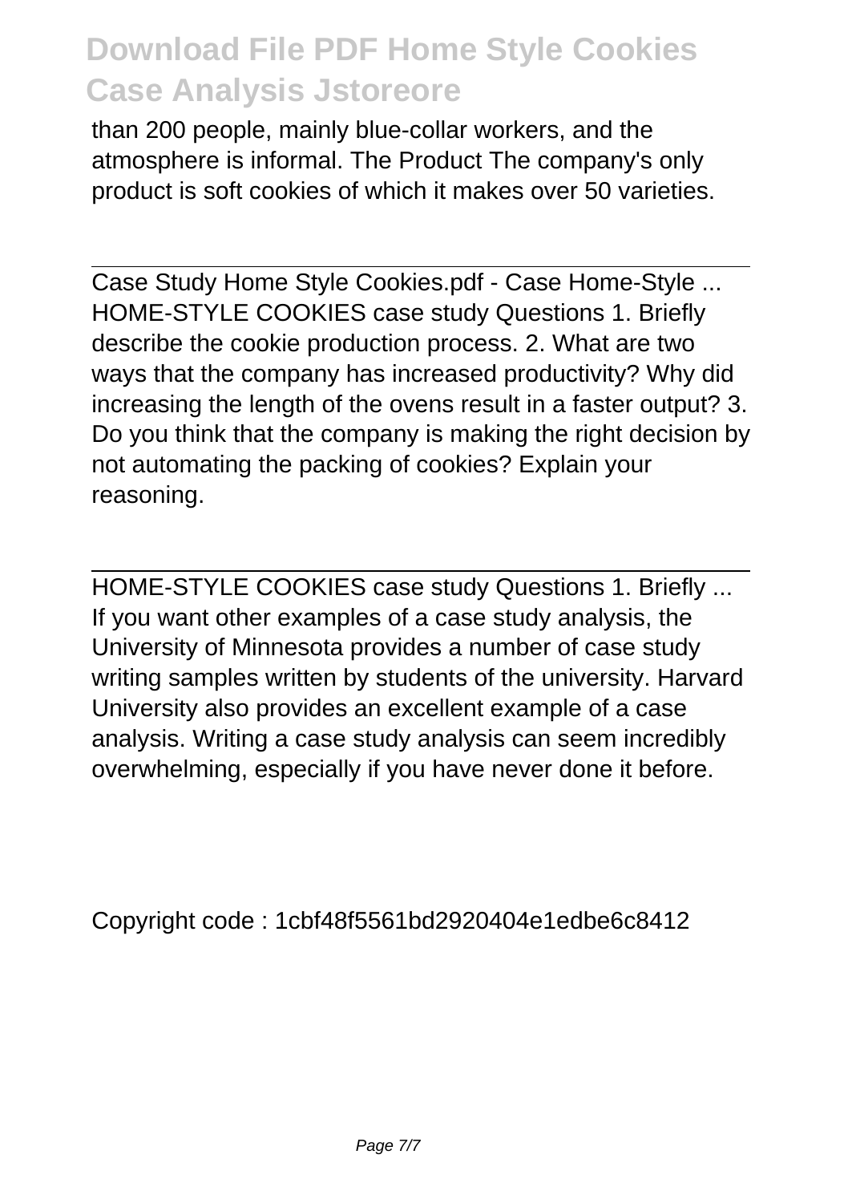than 200 people, mainly blue-collar workers, and the atmosphere is informal. The Product The company's only product is soft cookies of which it makes over 50 varieties.

---

Case Study Home Style Cookies.pdf - Case Home-Style ...
HOME-STYLE COOKIES case study Questions 1. Briefly describe the cookie production process. 2. What are two ways that the company has increased productivity? Why did increasing the length of the ovens result in a faster output? 3. Do you think that the company is making the right decision by not automating the packing of cookies? Explain your reasoning.

---

HOME-STYLE COOKIES case study Questions 1. Briefly ...
If you want other examples of a case study analysis, the University of Minnesota provides a number of case study writing samples written by students of the university. Harvard University also provides an excellent example of a case analysis. Writing a case study analysis can seem incredibly overwhelming, especially if you have never done it before.

Copyright code : 1cbf48f5561bd2920404e1edbe6c8412